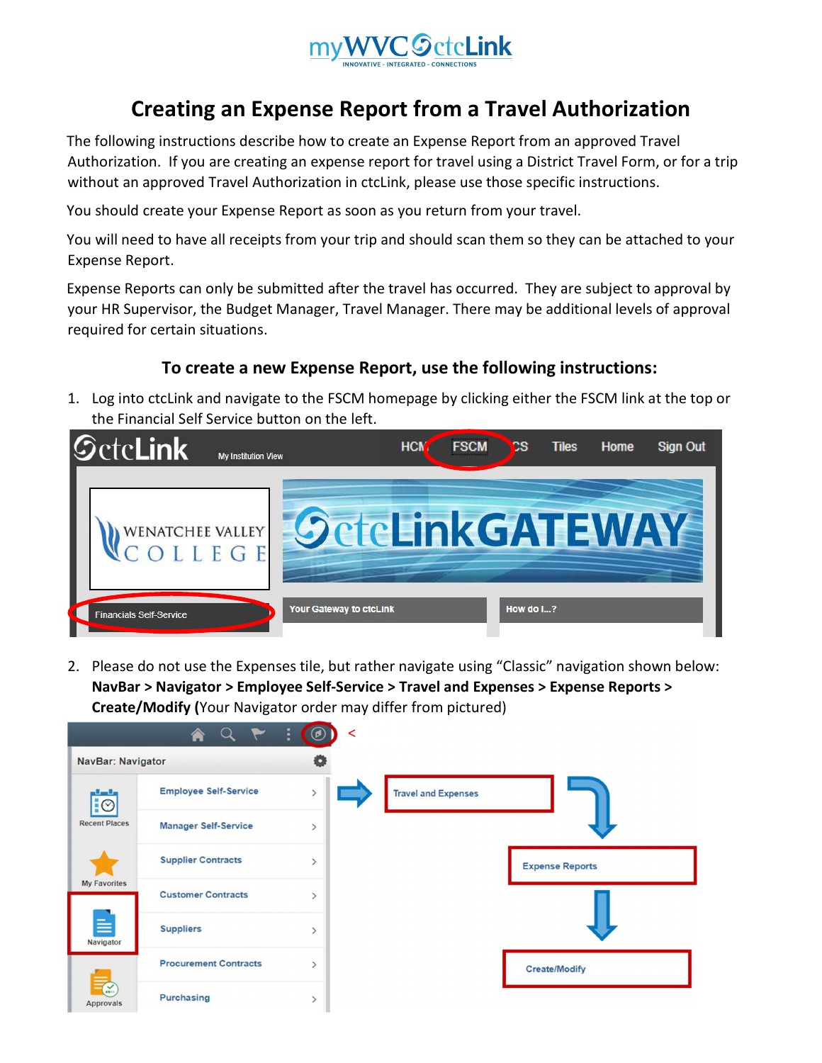# Creating an Expense Report from a Travel Authorization

The following instructions describe how to create an Expense Report from an approved Travel Authorization. If you are creating an expense report for travel using a District Travel Form, or for a trip without an approved Travel Authorization in ctcLink, please use those specific instructions.

You should create your Expense Report as soon as you return from your travel.

You will need to have all receipts from your trip and should scan them so they can be attached to your Expense Report.

Expense Reports can only be submitted after the travel has occurred. They are subject to approval by your HR Supervisor, the Budget Manager, Travel Manager. There may be additional levels of approval required for certain situations.

## To create a new Expense Report, use the following instructions:

1. Log into ctcLink and navigate to the FSCM homepage by clicking either the FSCM link at the top or the Financial Self Service button on the left.

2. Please do not use the Expenses tile, but rather navigate using "Classic" navigation shown below: **NavBar > Navigator > Employee Self-Service > Travel and Expenses > Expense Reports > Create/Modify** (Your Navigator order may differ from pictured)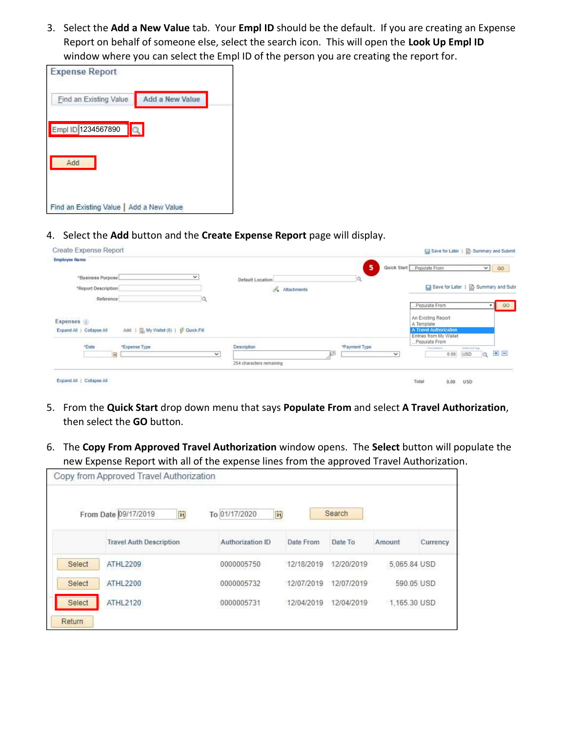3. Select the **Add a New Value** tab. Your **Empl ID** should be the default. If you are creating an Expense Report on behalf of someone else, select the search icon. This will open the **Look Up Empl ID** window where you can select the Empl ID of the person you are creating the report for.

4. Select the **Add** button and the **Create Expense Report** page will display.

5. From the **Quick Start** drop down menu that says **Populate From** and select **A Travel Authorization**, then select the **GO** button.

6. The **Copy From Approved Travel Authorization** window opens. The **Select** button will populate the new Expense Report with all of the expense lines from the approved Travel Authorization.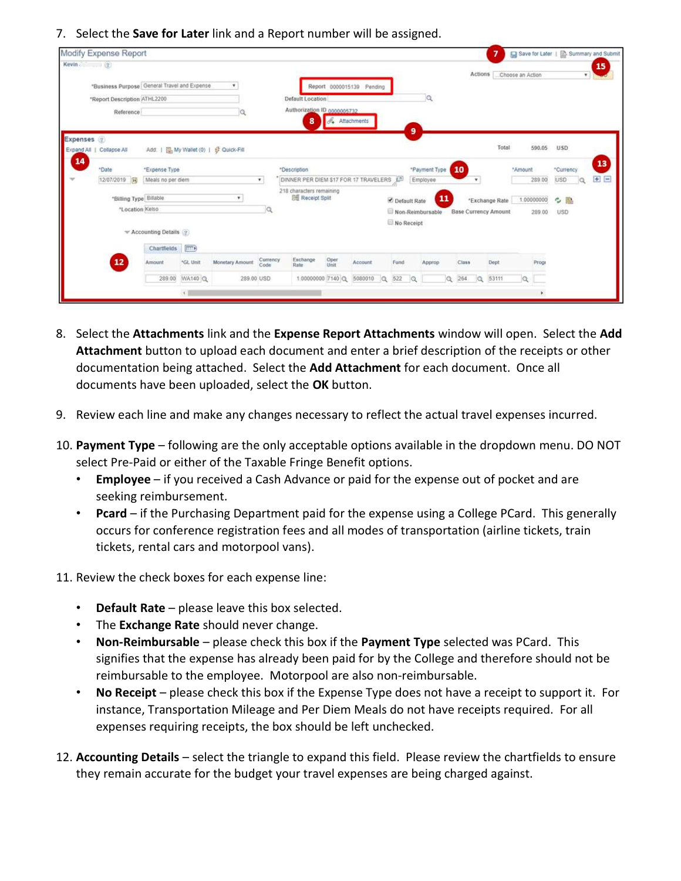7. Select the **Save for Later** link and a Report number will be assigned.

8. Select the **Attachments** link and the **Expense Report Attachments** window will open. Select the **Add Attachment** button to upload each document and enter a brief description of the receipts or other documentation being attached. Select the **Add Attachment** for each document. Once all documents have been uploaded, select the **OK** button.

9. Review each line and make any changes necessary to reflect the actual travel expenses incurred.

10. **Payment Type** – following are the only acceptable options available in the dropdown menu. DO NOT select Pre-Paid or either of the Taxable Fringe Benefit options.
    - **Employee** – if you received a Cash Advance or paid for the expense out of pocket and are seeking reimbursement.
    - **Pcard** – if the Purchasing Department paid for the expense using a College PCard. This generally occurs for conference registration fees and all modes of transportation (airline tickets, train tickets, rental cars and motorpool vans).

11. Review the check boxes for each expense line:
    - **Default Rate** – please leave this box selected.
    - The **Exchange Rate** should never change.
    - **Non-Reimbursable** – please check this box if the **Payment Type** selected was PCard. This signifies that the expense has already been paid for by the College and therefore should not be reimbursable to the employee. Motorpool are also non-reimbursable.
    - **No Receipt** – please check this box if the Expense Type does not have a receipt to support it. For instance, Transportation Mileage and Per Diem Meals do not have receipts required. For all expenses requiring receipts, the box should be left unchecked.

12. **Accounting Details** – select the triangle to expand this field. Please review the chartfields to ensure they remain accurate for the budget your travel expenses are being charged against.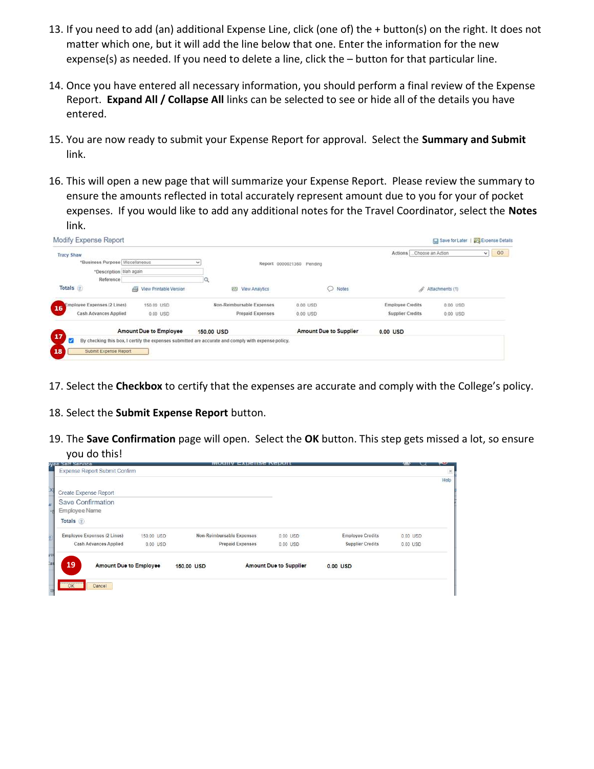13. If you need to add (an) additional Expense Line, click (one of) the + button(s) on the right. It does not matter which one, but it will add the line below that one. Enter the information for the new expense(s) as needed. If you need to delete a line, click the – button for that particular line.

14. Once you have entered all necessary information, you should perform a final review of the Expense Report. **Expand All / Collapse All** links can be selected to see or hide all of the details you have entered.

15. You are now ready to submit your Expense Report for approval. Select the **Summary and Submit** link.

16. This will open a new page that will summarize your Expense Report. Please review the summary to ensure the amounts reflected in total accurately represent amount due to you for your of pocket expenses. If you would like to add any additional notes for the Travel Coordinator, select the **Notes** link.

17. Select the **Checkbox** to certify that the expenses are accurate and comply with the College's policy.

18. Select the **Submit Expense Report** button.

19. The **Save Confirmation** page will open. Select the **OK** button. This step gets missed a lot, so ensure you do this!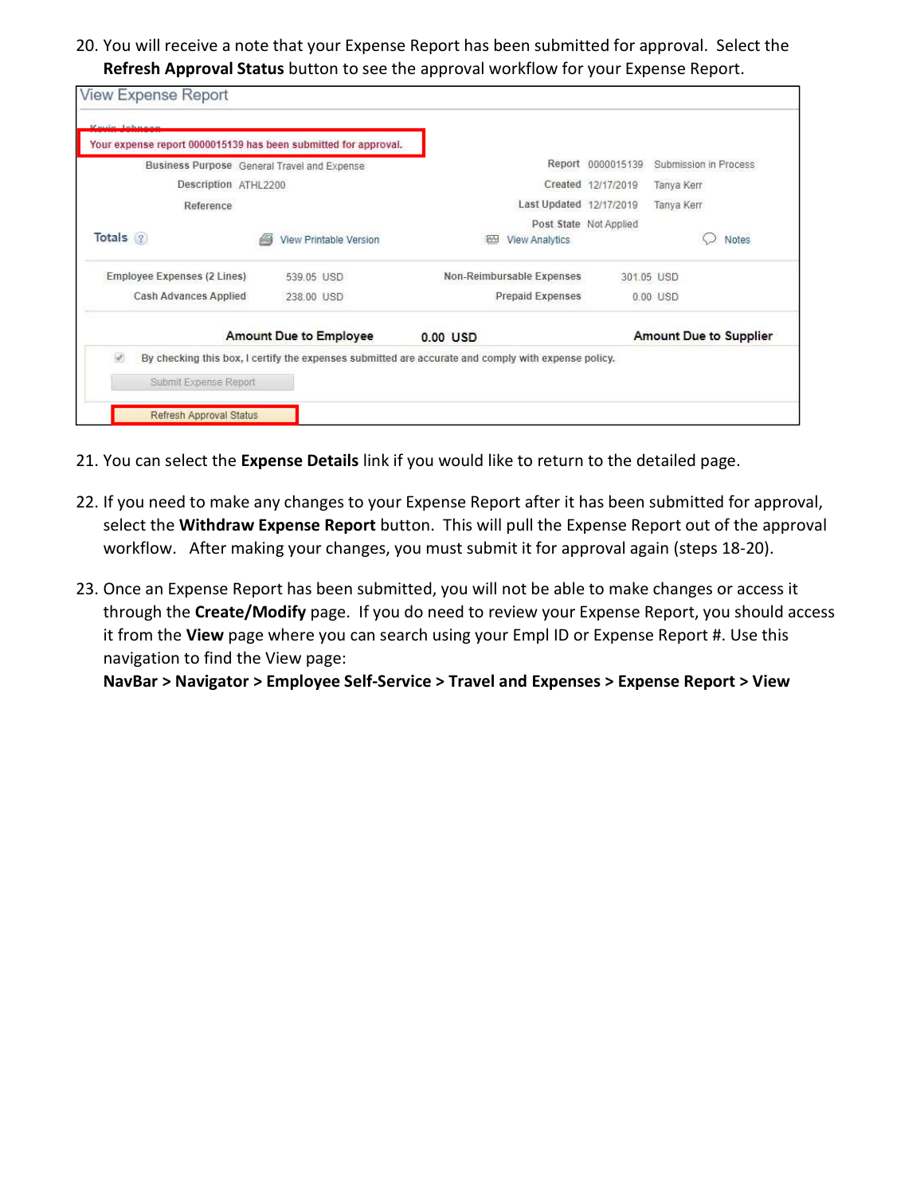20. You will receive a note that your Expense Report has been submitted for approval. Select the **Refresh Approval Status** button to see the approval workflow for your Expense Report.

21. You can select the **Expense Details** link if you would like to return to the detailed page.

22. If you need to make any changes to your Expense Report after it has been submitted for approval, select the **Withdraw Expense Report** button. This will pull the Expense Report out of the approval workflow. After making your changes, you must submit it for approval again (steps 18-20).

23. Once an Expense Report has been submitted, you will not be able to make changes or access it through the **Create/Modify** page. If you do need to review your Expense Report, you should access it from the **View** page where you can search using your Empl ID or Expense Report #. Use this navigation to find the View page:
    **NavBar > Navigator > Employee Self-Service > Travel and Expenses > Expense Report > View**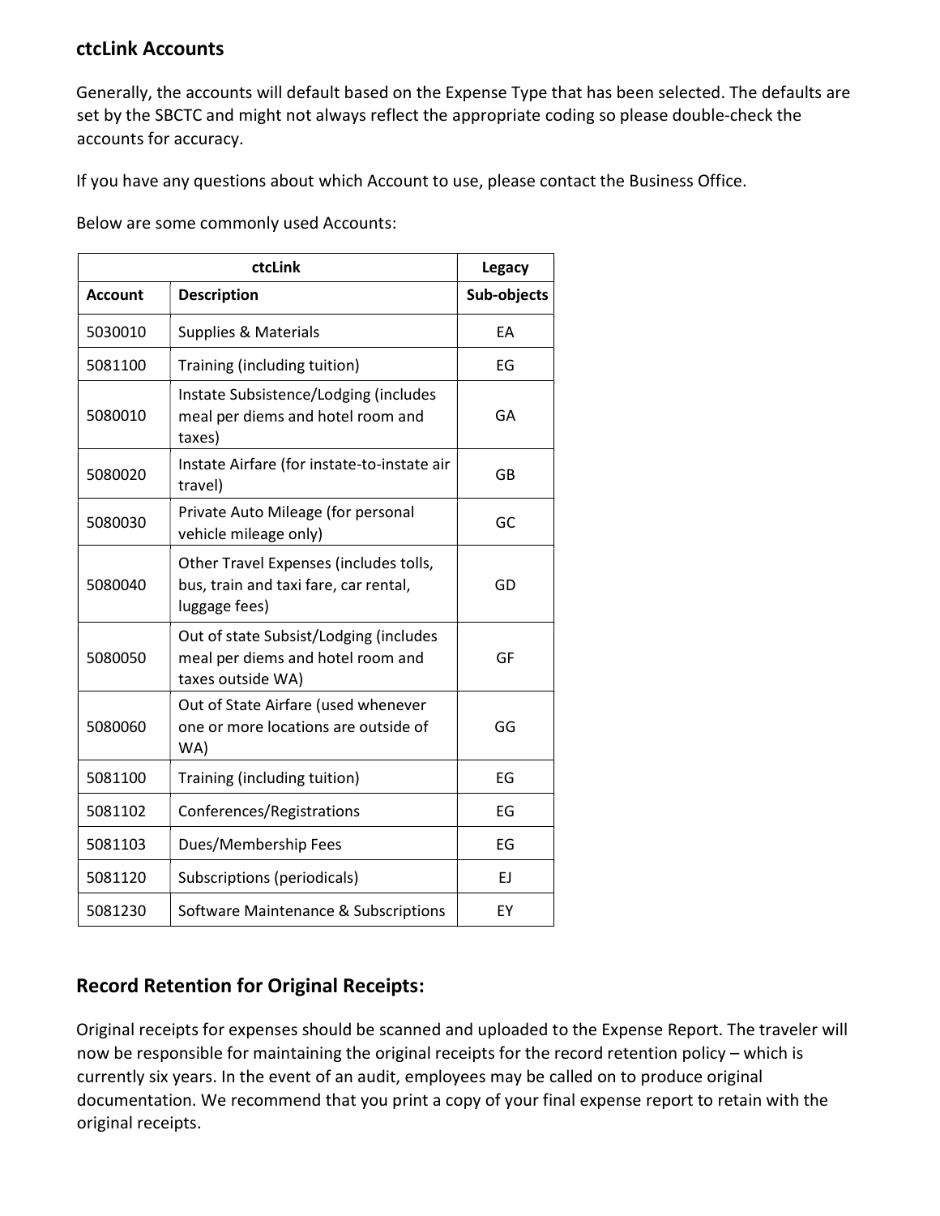## ctcLink Accounts

Generally, the accounts will default based on the Expense Type that has been selected. The defaults are set by the SBCTC and might not always reflect the appropriate coding so please double-check the accounts for accuracy.

If you have any questions about which Account to use, please contact the Business Office.

Below are some commonly used Accounts:

| ctcLink | | Legacy |
|---|---|---|
| **Account** | **Description** | **Sub-objects** |
| 5030010 | Supplies & Materials | EA |
| 5081100 | Training (including tuition) | EG |
| 5080010 | Instate Subsistence/Lodging (includes meal per diems and hotel room and taxes) | GA |
| 5080020 | Instate Airfare (for instate-to-instate air travel) | GB |
| 5080030 | Private Auto Mileage (for personal vehicle mileage only) | GC |
| 5080040 | Other Travel Expenses (includes tolls, bus, train and taxi fare, car rental, luggage fees) | GD |
| 5080050 | Out of state Subsist/Lodging (includes meal per diems and hotel room and taxes outside WA) | GF |
| 5080060 | Out of State Airfare (used whenever one or more locations are outside of WA) | GG |
| 5081100 | Training (including tuition) | EG |
| 5081102 | Conferences/Registrations | EG |
| 5081103 | Dues/Membership Fees | EG |
| 5081120 | Subscriptions (periodicals) | EJ |
| 5081230 | Software Maintenance & Subscriptions | EY |

## Record Retention for Original Receipts:

Original receipts for expenses should be scanned and uploaded to the Expense Report. The traveler will now be responsible for maintaining the original receipts for the record retention policy – which is currently six years. In the event of an audit, employees may be called on to produce original documentation. We recommend that you print a copy of your final expense report to retain with the original receipts.